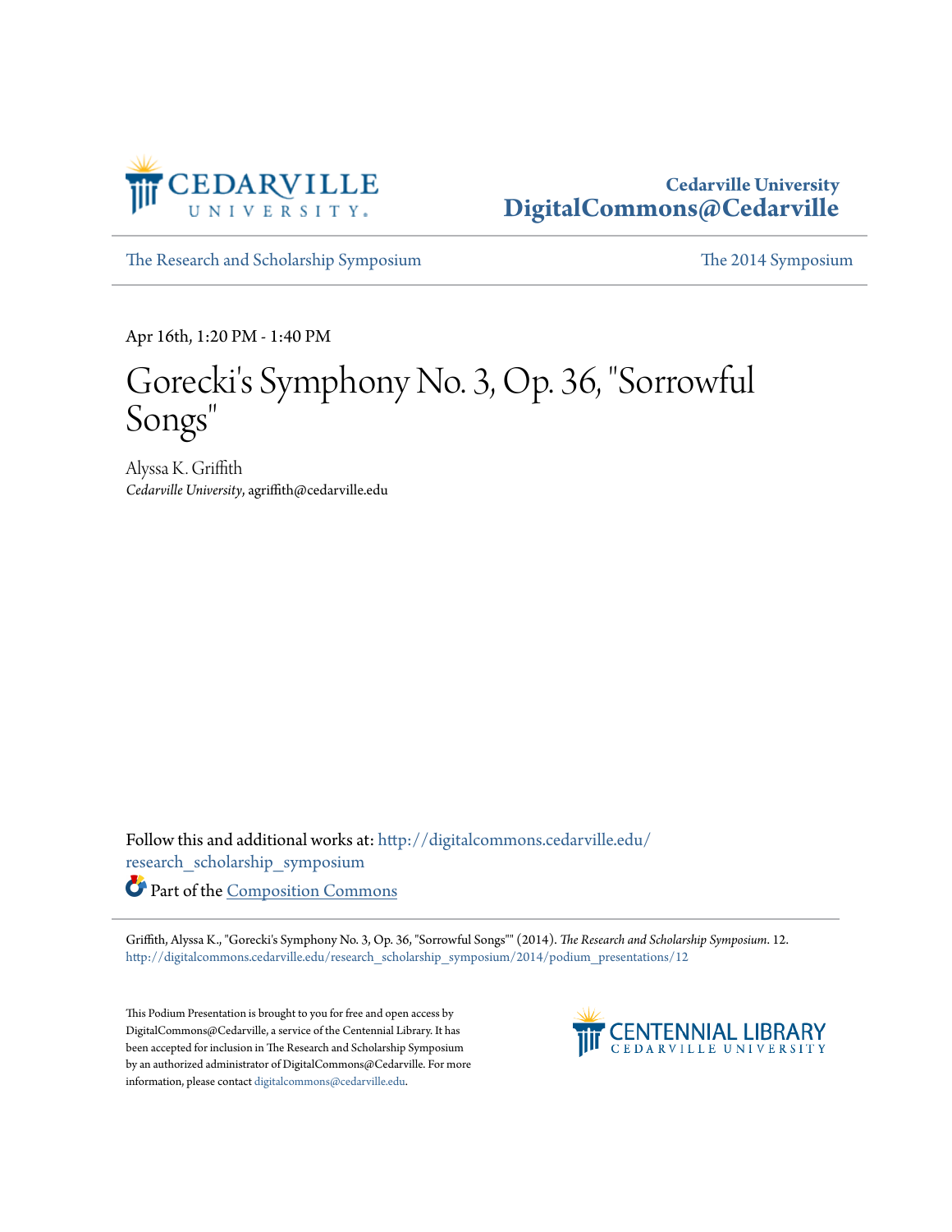Cedarville University
DigitalCommons@Cedarville

The Research and Scholarship Symposium | The 2014 Symposium

Apr 16th, 1:20 PM - 1:40 PM

# Gorecki's Symphony No. 3, Op. 36, "Sorrowful Songs"

Alyssa K. Griffith
*Cedarville University*, agriffith@cedarville.edu

Follow this and additional works at: http://digitalcommons.cedarville.edu/research_scholarship_symposium

Part of the Composition Commons

Griffith, Alyssa K., "Gorecki's Symphony No. 3, Op. 36, "Sorrowful Songs"" (2014). *The Research and Scholarship Symposium*. 12.
http://digitalcommons.cedarville.edu/research_scholarship_symposium/2014/podium_presentations/12

This Podium Presentation is brought to you for free and open access by DigitalCommons@Cedarville, a service of the Centennial Library. It has been accepted for inclusion in The Research and Scholarship Symposium by an authorized administrator of DigitalCommons@Cedarville. For more information, please contact digitalcommons@cedarville.edu.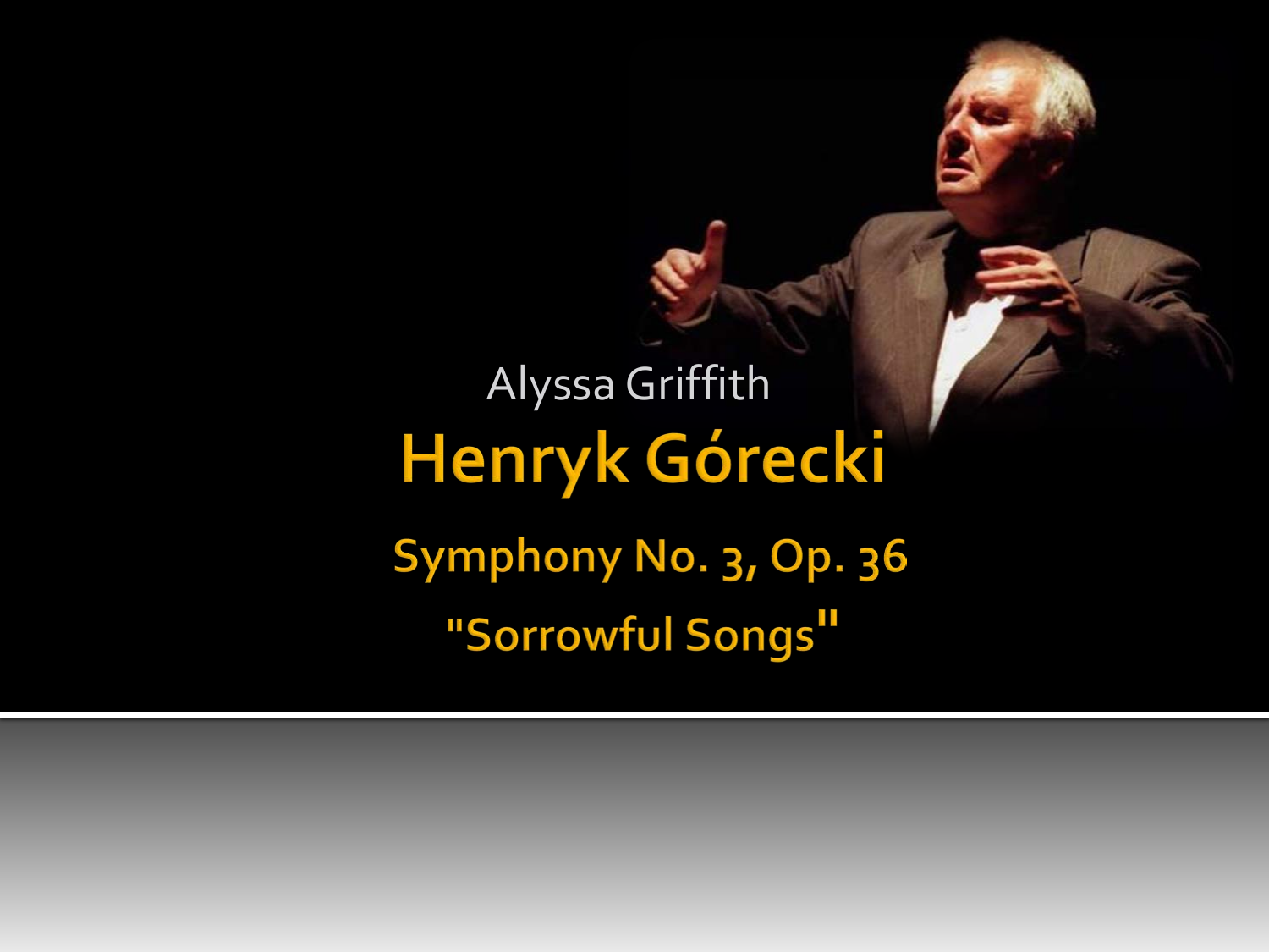Alyssa Griffith

# Henryk Górecki

## Symphony No. 3, Op. 36

## "Sorrowful Songs"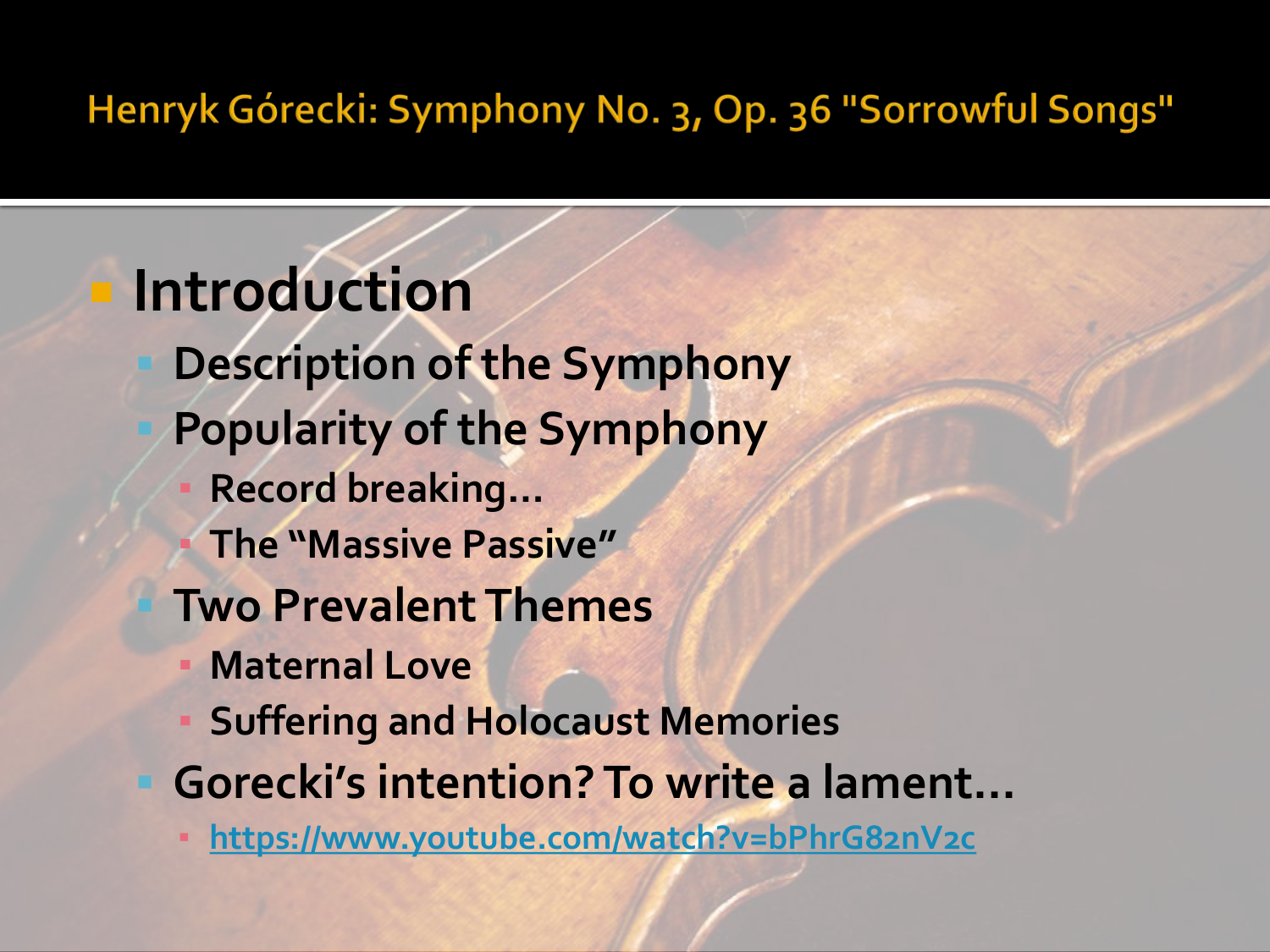# Henryk Górecki: Symphony No. 3, Op. 36 "Sorrowful Songs"

- **Introduction**
  - Description of the Symphony
  - Popularity of the Symphony
    - Record breaking…
    - The "Massive Passive"
  - Two Prevalent Themes
    - Maternal Love
    - Suffering and Holocaust Memories
  - Gorecki's intention? To write a lament…
    - https://www.youtube.com/watch?v=bPhrG82nV2c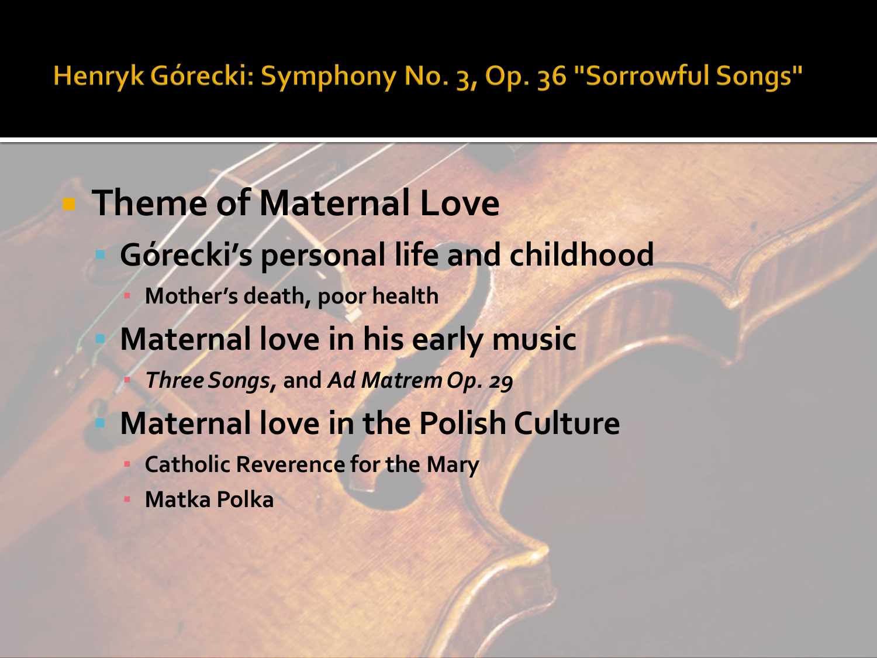# Henryk Górecki: Symphony No. 3, Op. 36 "Sorrowful Songs"

- **Theme of Maternal Love**
  - **Górecki's personal life and childhood**
    - **Mother's death, poor health**
  - **Maternal love in his early music**
    - ***Three Songs*, and *Ad Matrem Op. 29***
  - **Maternal love in the Polish Culture**
    - **Catholic Reverence for the Mary**
    - **Matka Polka**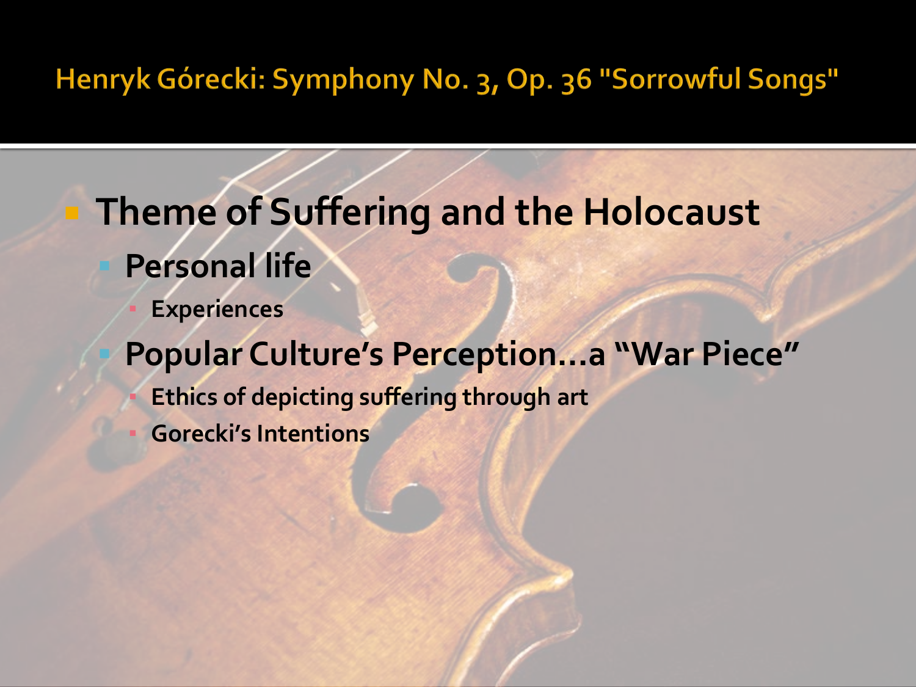# Henryk Górecki: Symphony No. 3, Op. 36 "Sorrowful Songs"

- **Theme of Suffering and the Holocaust**
  - **Personal life**
    - **Experiences**
  - **Popular Culture's Perception…a "War Piece"**
    - **Ethics of depicting suffering through art**
    - **Gorecki's Intentions**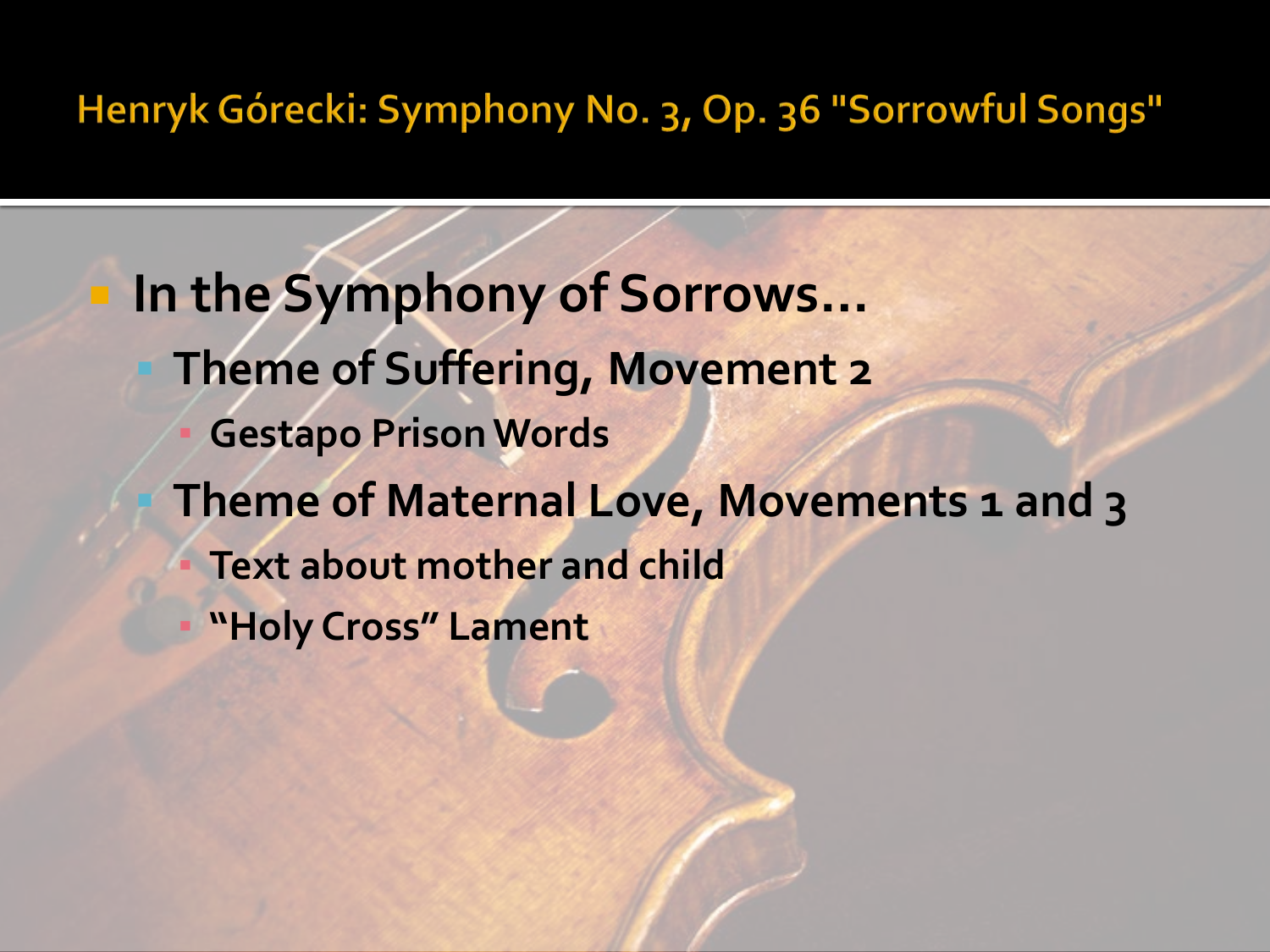# Henryk Górecki: Symphony No. 3, Op. 36 "Sorrowful Songs"

- In the Symphony of Sorrows…
  - Theme of Suffering, Movement 2
    - Gestapo Prison Words
  - Theme of Maternal Love, Movements 1 and 3
    - Text about mother and child
    - "Holy Cross" Lament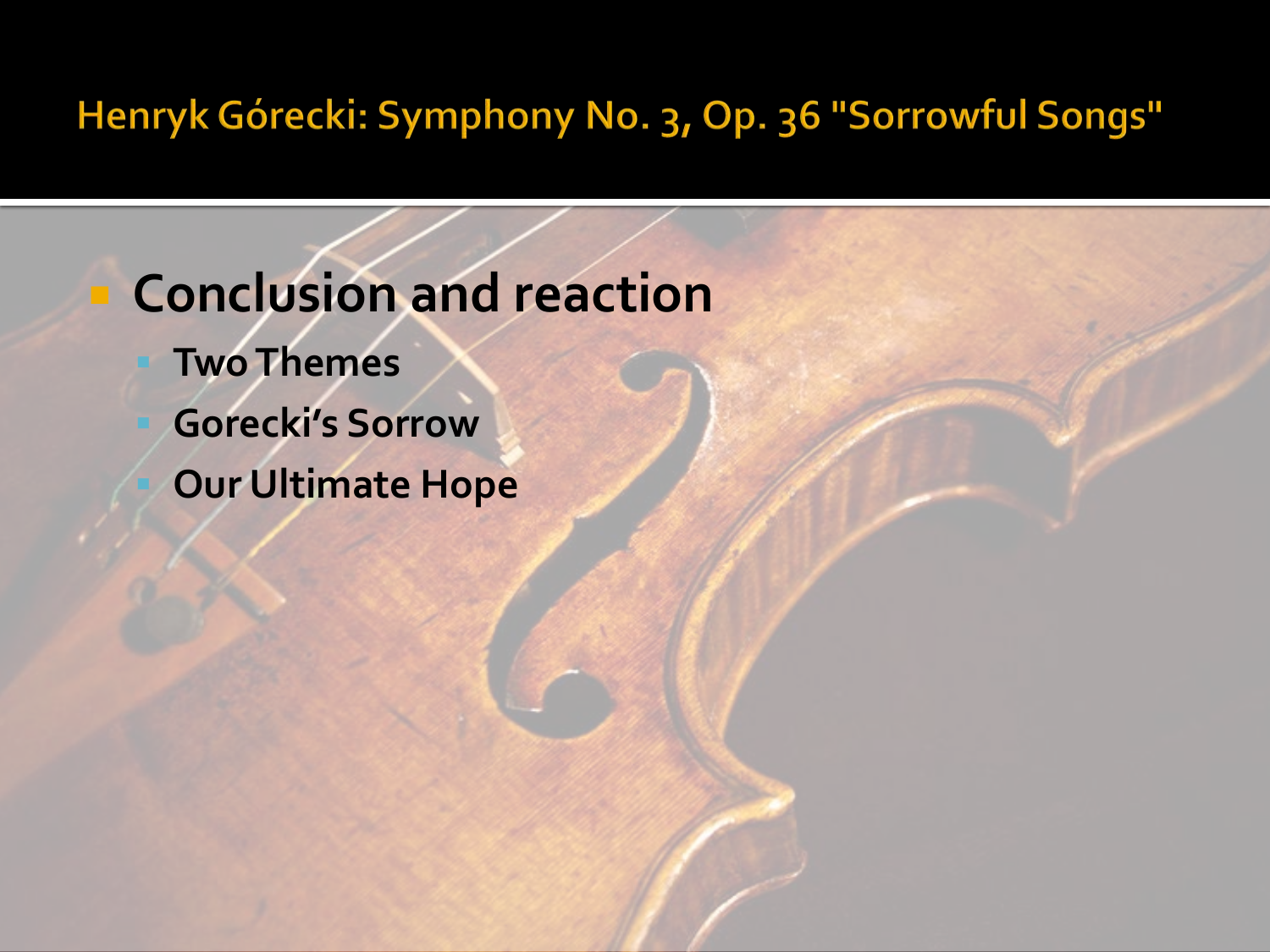# Henryk Górecki: Symphony No. 3, Op. 36 "Sorrowful Songs"

- **Conclusion and reaction**
  - **Two Themes**
  - **Gorecki's Sorrow**
  - **Our Ultimate Hope**